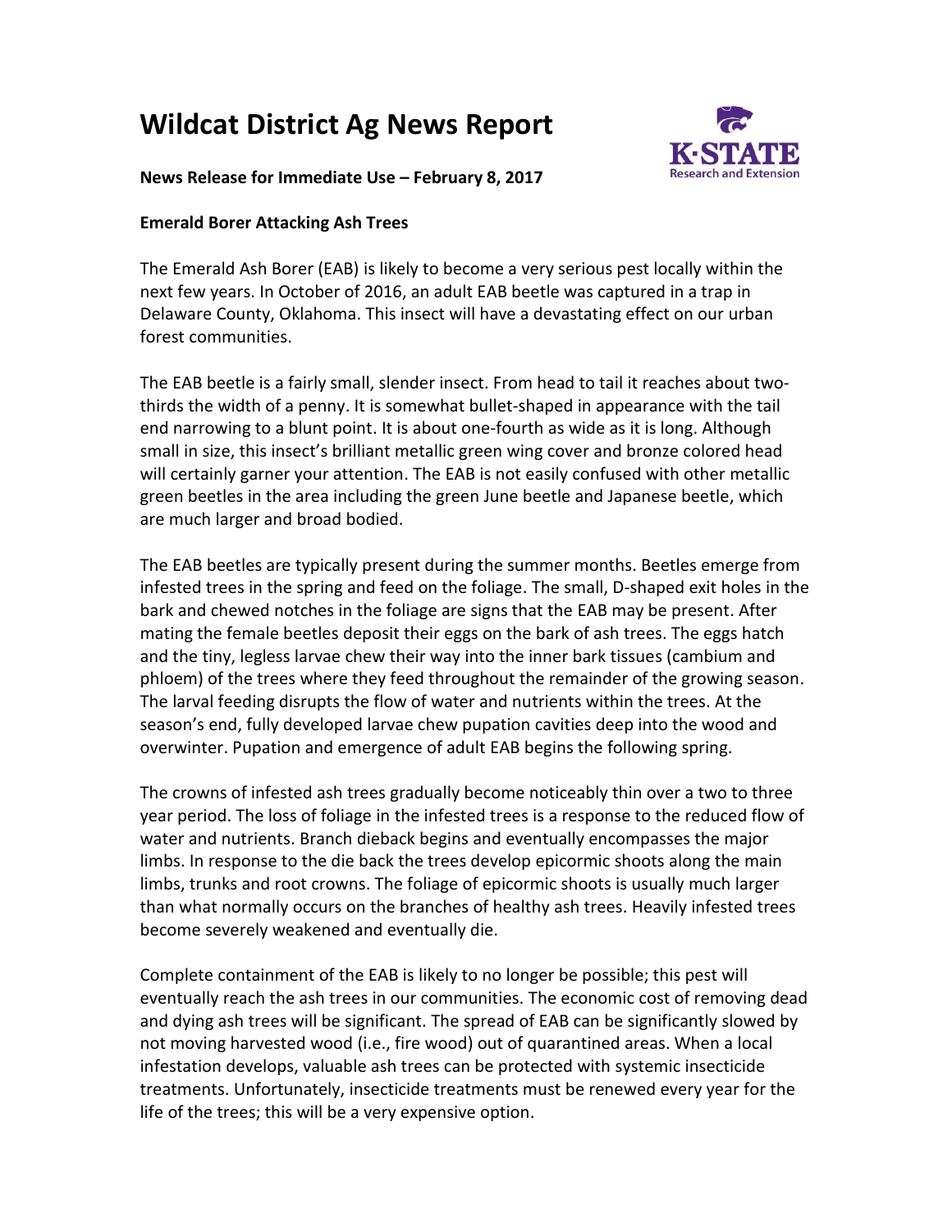# Wildcat District Ag News Report

**News Release for Immediate Use – February 8, 2017**

**Emerald Borer Attacking Ash Trees**

The Emerald Ash Borer (EAB) is likely to become a very serious pest locally within the next few years. In October of 2016, an adult EAB beetle was captured in a trap in Delaware County, Oklahoma. This insect will have a devastating effect on our urban forest communities.

The EAB beetle is a fairly small, slender insect. From head to tail it reaches about two-thirds the width of a penny. It is somewhat bullet-shaped in appearance with the tail end narrowing to a blunt point. It is about one-fourth as wide as it is long. Although small in size, this insect's brilliant metallic green wing cover and bronze colored head will certainly garner your attention. The EAB is not easily confused with other metallic green beetles in the area including the green June beetle and Japanese beetle, which are much larger and broad bodied.

The EAB beetles are typically present during the summer months. Beetles emerge from infested trees in the spring and feed on the foliage. The small, D-shaped exit holes in the bark and chewed notches in the foliage are signs that the EAB may be present. After mating the female beetles deposit their eggs on the bark of ash trees. The eggs hatch and the tiny, legless larvae chew their way into the inner bark tissues (cambium and phloem) of the trees where they feed throughout the remainder of the growing season. The larval feeding disrupts the flow of water and nutrients within the trees. At the season's end, fully developed larvae chew pupation cavities deep into the wood and overwinter. Pupation and emergence of adult EAB begins the following spring.

The crowns of infested ash trees gradually become noticeably thin over a two to three year period. The loss of foliage in the infested trees is a response to the reduced flow of water and nutrients. Branch dieback begins and eventually encompasses the major limbs. In response to the die back the trees develop epicormic shoots along the main limbs, trunks and root crowns. The foliage of epicormic shoots is usually much larger than what normally occurs on the branches of healthy ash trees. Heavily infested trees become severely weakened and eventually die.

Complete containment of the EAB is likely to no longer be possible; this pest will eventually reach the ash trees in our communities. The economic cost of removing dead and dying ash trees will be significant. The spread of EAB can be significantly slowed by not moving harvested wood (i.e., fire wood) out of quarantined areas. When a local infestation develops, valuable ash trees can be protected with systemic insecticide treatments. Unfortunately, insecticide treatments must be renewed every year for the life of the trees; this will be a very expensive option.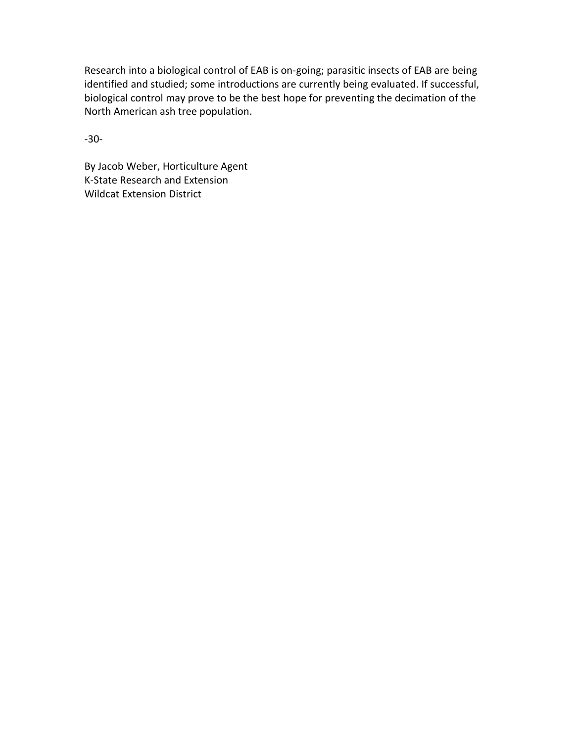Research into a biological control of EAB is on-going; parasitic insects of EAB are being identified and studied; some introductions are currently being evaluated. If successful, biological control may prove to be the best hope for preventing the decimation of the North American ash tree population.

-30-

By Jacob Weber, Horticulture Agent
K-State Research and Extension
Wildcat Extension District